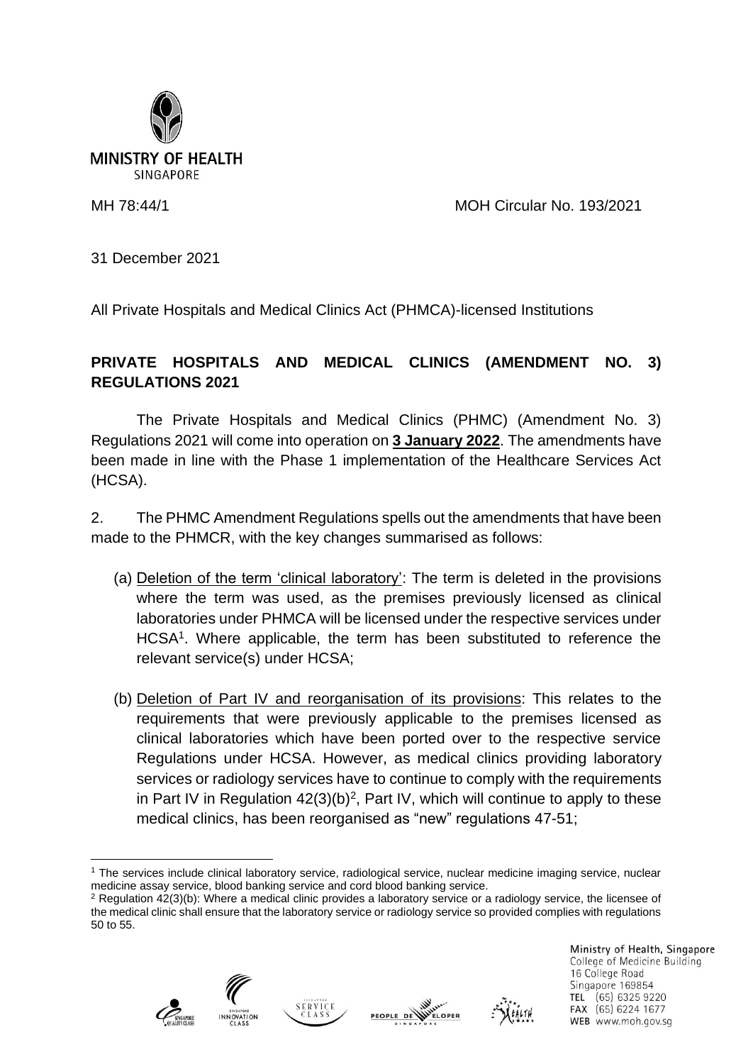MINISTRY OF HEALTH
SINGAPORE

MH 78:44/1 MOH Circular No. 193/2021

31 December 2021

All Private Hospitals and Medical Clinics Act (PHMCA)-licensed Institutions

**PRIVATE HOSPITALS AND MEDICAL CLINICS (AMENDMENT NO. 3) REGULATIONS 2021**

The Private Hospitals and Medical Clinics (PHMC) (Amendment No. 3) Regulations 2021 will come into operation on **3 January 2022**. The amendments have been made in line with the Phase 1 implementation of the Healthcare Services Act (HCSA).

2. The PHMC Amendment Regulations spells out the amendments that have been made to the PHMCR, with the key changes summarised as follows:

(a) Deletion of the term 'clinical laboratory': The term is deleted in the provisions where the term was used, as the premises previously licensed as clinical laboratories under PHMCA will be licensed under the respective services under HCSA[1]. Where applicable, the term has been substituted to reference the relevant service(s) under HCSA;

(b) Deletion of Part IV and reorganisation of its provisions: This relates to the requirements that were previously applicable to the premises licensed as clinical laboratories which have been ported over to the respective service Regulations under HCSA. However, as medical clinics providing laboratory services or radiology services have to continue to comply with the requirements in Part IV in Regulation 42(3)(b)[2], Part IV, which will continue to apply to these medical clinics, has been reorganised as "new" regulations 47-51;

[1] The services include clinical laboratory service, radiological service, nuclear medicine imaging service, nuclear medicine assay service, blood banking service and cord blood banking service.

[2] Regulation 42(3)(b): Where a medical clinic provides a laboratory service or a radiology service, the licensee of the medical clinic shall ensure that the laboratory service or radiology service so provided complies with regulations 50 to 55.

Ministry of Health, Singapore
College of Medicine Building
16 College Road
Singapore 169854
TEL (65) 6325 9220
FAX (65) 6224 1677
WEB www.moh.gov.sg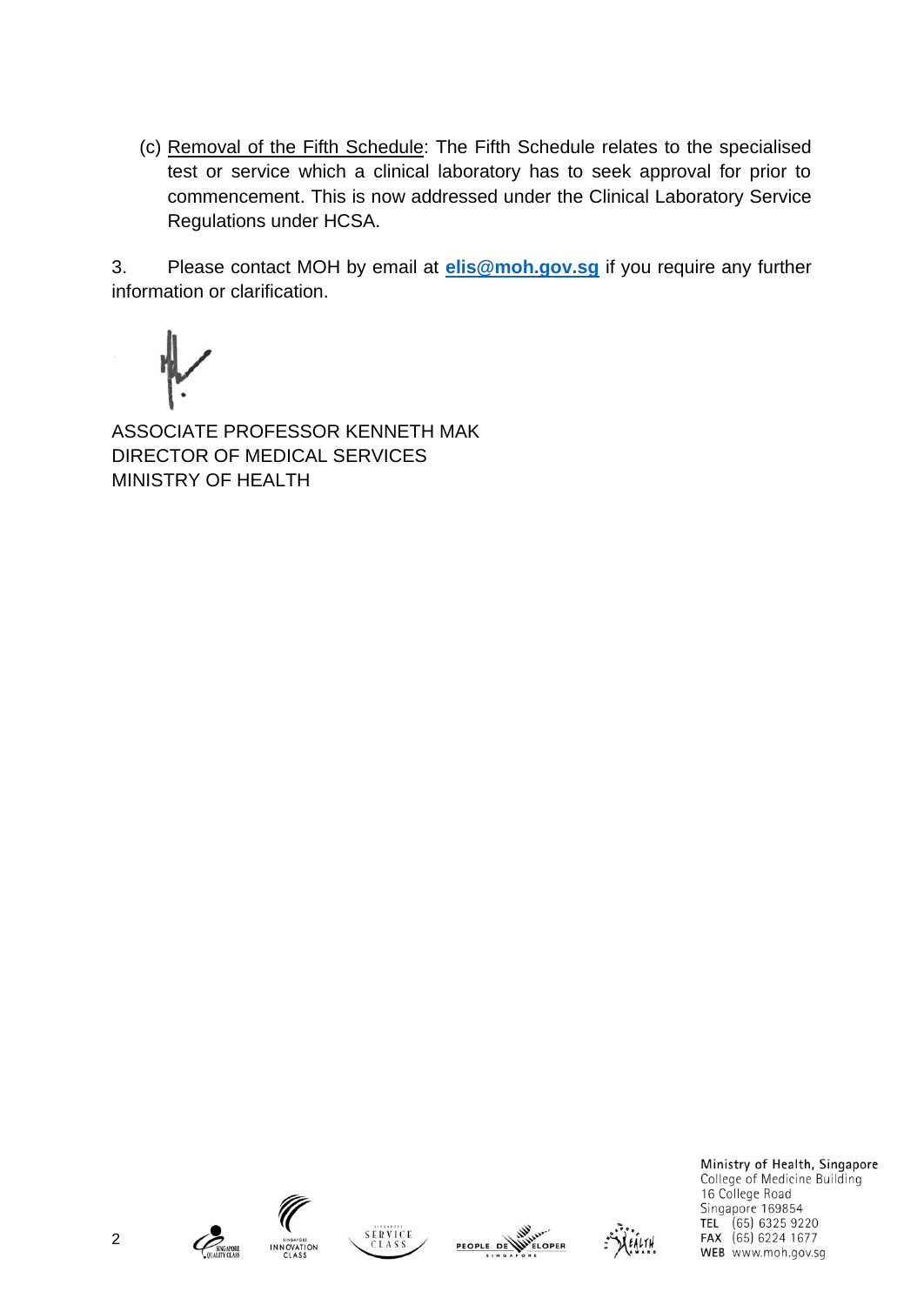(c) <u>Removal of the Fifth Schedule</u>: The Fifth Schedule relates to the specialised test or service which a clinical laboratory has to seek approval for prior to commencement. This is now addressed under the Clinical Laboratory Service Regulations under HCSA.

3. Please contact MOH by email at **elis@moh.gov.sg** if you require any further information or clarification.

ASSOCIATE PROFESSOR KENNETH MAK
DIRECTOR OF MEDICAL SERVICES
MINISTRY OF HEALTH

Ministry of Health, Singapore
College of Medicine Building
16 College Road
Singapore 169854
TEL (65) 6325 9220
FAX (65) 6224 1677
WEB www.moh.gov.sg